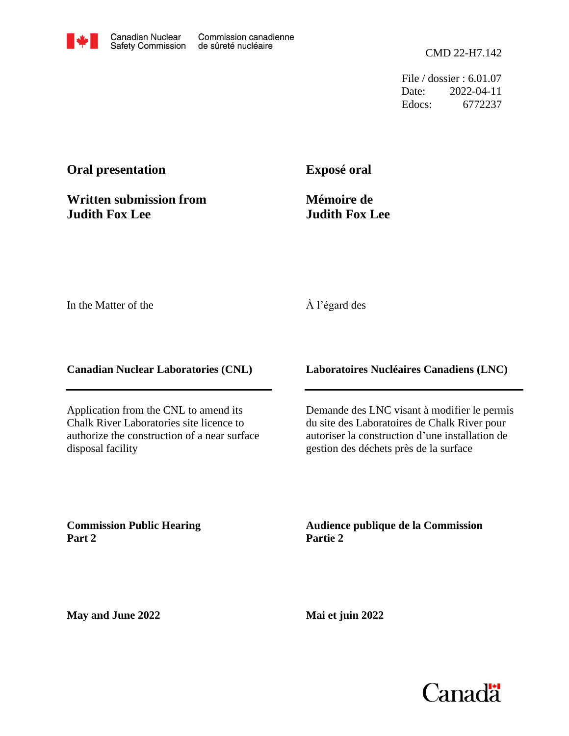Canadian Nuclear Safety Commission — Commission canadienne de sûreté nucléaire

CMD 22-H7.142

File / dossier : 6.01.07
Date: 2022-04-11
Edocs: 6772237

**Oral presentation**

**Written submission from Judith Fox Lee**

**Exposé oral**

**Mémoire de Judith Fox Lee**

In the Matter of the

À l'égard des

**Canadian Nuclear Laboratories (CNL)**

**Laboratoires Nucléaires Canadiens (LNC)**

Application from the CNL to amend its Chalk River Laboratories site licence to authorize the construction of a near surface disposal facility

Demande des LNC visant à modifier le permis du site des Laboratoires de Chalk River pour autoriser la construction d'une installation de gestion des déchets près de la surface

**Commission Public Hearing Part 2**

**Audience publique de la Commission Partie 2**

**May and June 2022**

**Mai et juin 2022**

Canada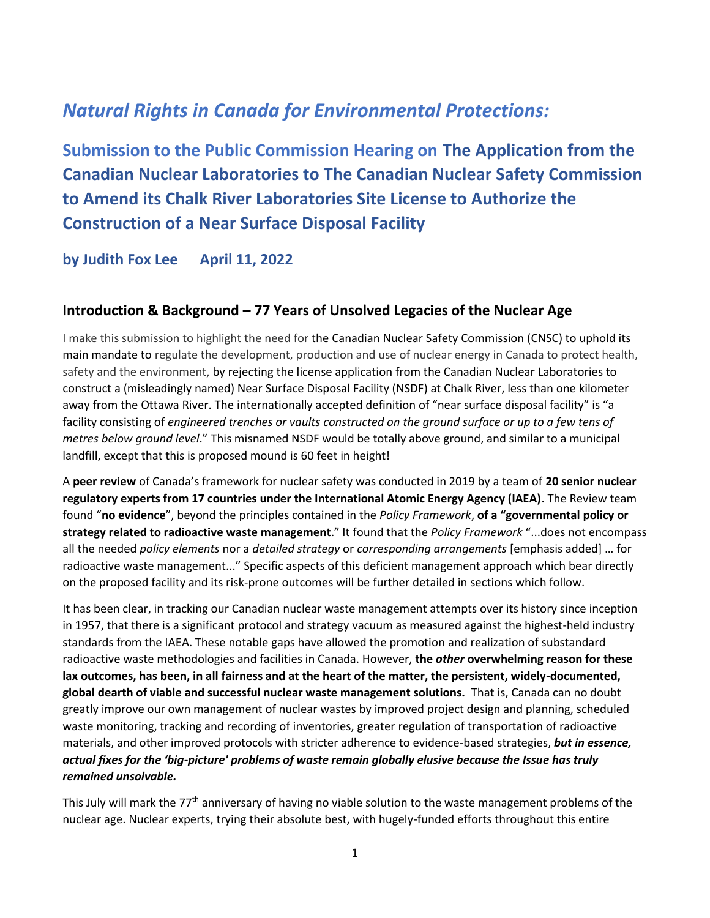# *Natural Rights in Canada for Environmental Protections:*

## Submission to the Public Commission Hearing on The Application from the Canadian Nuclear Laboratories to The Canadian Nuclear Safety Commission to Amend its Chalk River Laboratories Site License to Authorize the Construction of a Near Surface Disposal Facility

### by Judith Fox Lee April 11, 2022

### Introduction & Background – 77 Years of Unsolved Legacies of the Nuclear Age

I make this submission to highlight the need for the Canadian Nuclear Safety Commission (CNSC) to uphold its main mandate to regulate the development, production and use of nuclear energy in Canada to protect health, safety and the environment, by rejecting the license application from the Canadian Nuclear Laboratories to construct a (misleadingly named) Near Surface Disposal Facility (NSDF) at Chalk River, less than one kilometer away from the Ottawa River. The internationally accepted definition of "near surface disposal facility" is "a facility consisting of *engineered trenches or vaults constructed on the ground surface or up to a few tens of metres below ground level*." This misnamed NSDF would be totally above ground, and similar to a municipal landfill, except that this is proposed mound is 60 feet in height!

A **peer review** of Canada's framework for nuclear safety was conducted in 2019 by a team of **20 senior nuclear regulatory experts from 17 countries under the International Atomic Energy Agency (IAEA)**. The Review team found "**no evidence**", beyond the principles contained in the *Policy Framework*, **of a "governmental policy or strategy related to radioactive waste management**." It found that the *Policy Framework* "...does not encompass all the needed *policy elements* nor a *detailed strategy* or *corresponding arrangements* [emphasis added] … for radioactive waste management..." Specific aspects of this deficient management approach which bear directly on the proposed facility and its risk-prone outcomes will be further detailed in sections which follow.

It has been clear, in tracking our Canadian nuclear waste management attempts over its history since inception in 1957, that there is a significant protocol and strategy vacuum as measured against the highest-held industry standards from the IAEA. These notable gaps have allowed the promotion and realization of substandard radioactive waste methodologies and facilities in Canada. However, **the *other* overwhelming reason for these lax outcomes, has been, in all fairness and at the heart of the matter, the persistent, widely-documented, global dearth of viable and successful nuclear waste management solutions.** That is, Canada can no doubt greatly improve our own management of nuclear wastes by improved project design and planning, scheduled waste monitoring, tracking and recording of inventories, greater regulation of transportation of radioactive materials, and other improved protocols with stricter adherence to evidence-based strategies, ***but in essence, actual fixes for the 'big-picture' problems of waste remain globally elusive because the Issue has truly remained unsolvable.***

This July will mark the 77th anniversary of having no viable solution to the waste management problems of the nuclear age. Nuclear experts, trying their absolute best, with hugely-funded efforts throughout this entire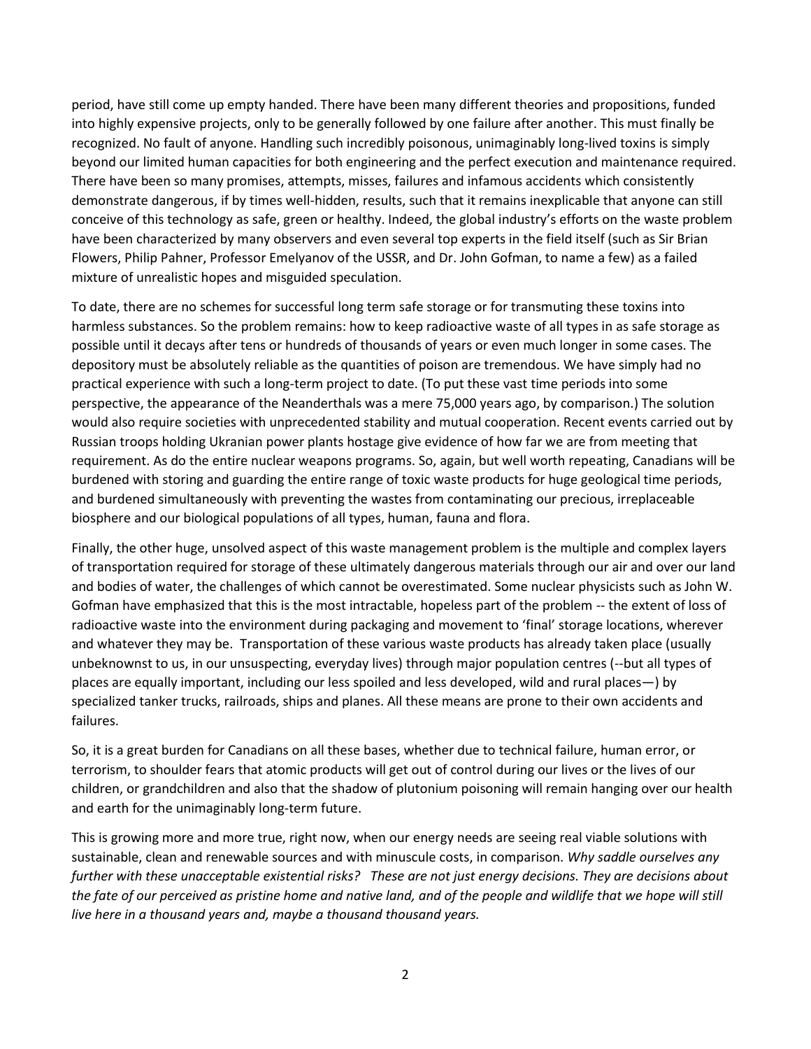period, have still come up empty handed. There have been many different theories and propositions, funded into highly expensive projects, only to be generally followed by one failure after another. This must finally be recognized. No fault of anyone. Handling such incredibly poisonous, unimaginably long-lived toxins is simply beyond our limited human capacities for both engineering and the perfect execution and maintenance required. There have been so many promises, attempts, misses, failures and infamous accidents which consistently demonstrate dangerous, if by times well-hidden, results, such that it remains inexplicable that anyone can still conceive of this technology as safe, green or healthy. Indeed, the global industry's efforts on the waste problem have been characterized by many observers and even several top experts in the field itself (such as Sir Brian Flowers, Philip Pahner, Professor Emelyanov of the USSR, and Dr. John Gofman, to name a few) as a failed mixture of unrealistic hopes and misguided speculation.

To date, there are no schemes for successful long term safe storage or for transmuting these toxins into harmless substances. So the problem remains: how to keep radioactive waste of all types in as safe storage as possible until it decays after tens or hundreds of thousands of years or even much longer in some cases. The depository must be absolutely reliable as the quantities of poison are tremendous. We have simply had no practical experience with such a long-term project to date. (To put these vast time periods into some perspective, the appearance of the Neanderthals was a mere 75,000 years ago, by comparison.) The solution would also require societies with unprecedented stability and mutual cooperation. Recent events carried out by Russian troops holding Ukranian power plants hostage give evidence of how far we are from meeting that requirement. As do the entire nuclear weapons programs. So, again, but well worth repeating, Canadians will be burdened with storing and guarding the entire range of toxic waste products for huge geological time periods, and burdened simultaneously with preventing the wastes from contaminating our precious, irreplaceable biosphere and our biological populations of all types, human, fauna and flora.

Finally, the other huge, unsolved aspect of this waste management problem is the multiple and complex layers of transportation required for storage of these ultimately dangerous materials through our air and over our land and bodies of water, the challenges of which cannot be overestimated. Some nuclear physicists such as John W. Gofman have emphasized that this is the most intractable, hopeless part of the problem -- the extent of loss of radioactive waste into the environment during packaging and movement to 'final' storage locations, wherever and whatever they may be. Transportation of these various waste products has already taken place (usually unbeknownst to us, in our unsuspecting, everyday lives) through major population centres (--but all types of places are equally important, including our less spoiled and less developed, wild and rural places—) by specialized tanker trucks, railroads, ships and planes. All these means are prone to their own accidents and failures.

So, it is a great burden for Canadians on all these bases, whether due to technical failure, human error, or terrorism, to shoulder fears that atomic products will get out of control during our lives or the lives of our children, or grandchildren and also that the shadow of plutonium poisoning will remain hanging over our health and earth for the unimaginably long-term future.

This is growing more and more true, right now, when our energy needs are seeing real viable solutions with sustainable, clean and renewable sources and with minuscule costs, in comparison. *Why saddle ourselves any further with these unacceptable existential risks? These are not just energy decisions. They are decisions about the fate of our perceived as pristine home and native land, and of the people and wildlife that we hope will still live here in a thousand years and, maybe a thousand thousand years.*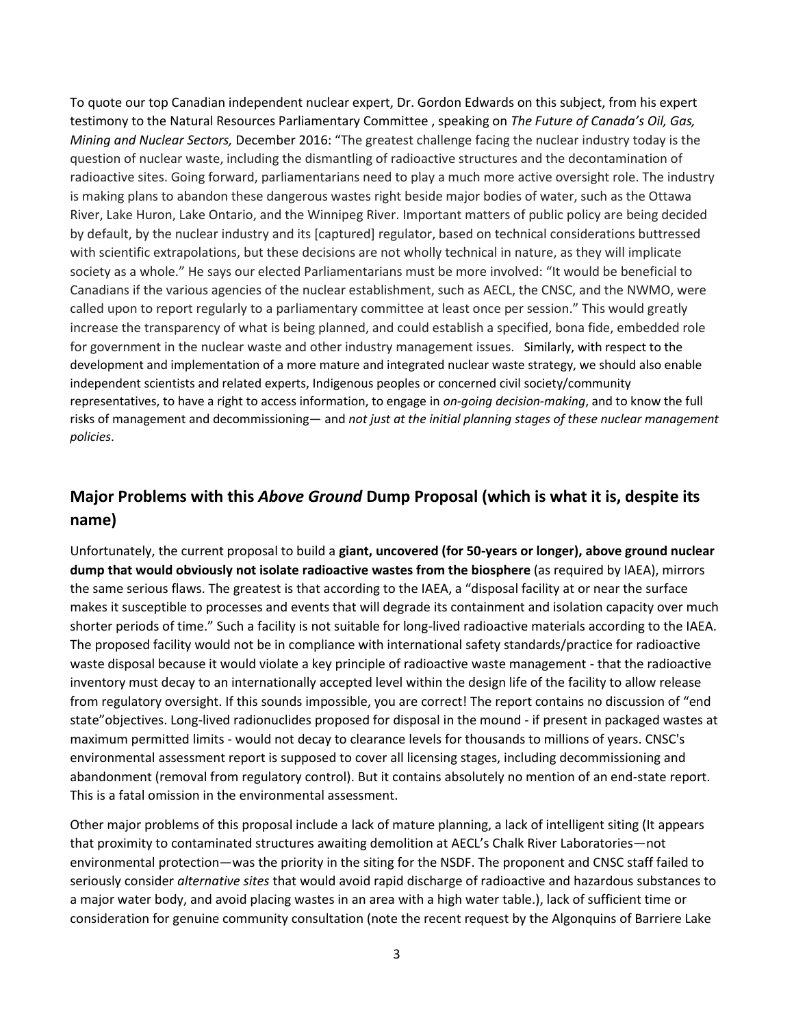To quote our top Canadian independent nuclear expert, Dr. Gordon Edwards on this subject, from his expert testimony to the Natural Resources Parliamentary Committee , speaking on *The Future of Canada's Oil, Gas, Mining and Nuclear Sectors,* December 2016: "The greatest challenge facing the nuclear industry today is the question of nuclear waste, including the dismantling of radioactive structures and the decontamination of radioactive sites. Going forward, parliamentarians need to play a much more active oversight role. The industry is making plans to abandon these dangerous wastes right beside major bodies of water, such as the Ottawa River, Lake Huron, Lake Ontario, and the Winnipeg River. Important matters of public policy are being decided by default, by the nuclear industry and its [captured] regulator, based on technical considerations buttressed with scientific extrapolations, but these decisions are not wholly technical in nature, as they will implicate society as a whole." He says our elected Parliamentarians must be more involved: "It would be beneficial to Canadians if the various agencies of the nuclear establishment, such as AECL, the CNSC, and the NWMO, were called upon to report regularly to a parliamentary committee at least once per session." This would greatly increase the transparency of what is being planned, and could establish a specified, bona fide, embedded role for government in the nuclear waste and other industry management issues. Similarly, with respect to the development and implementation of a more mature and integrated nuclear waste strategy, we should also enable independent scientists and related experts, Indigenous peoples or concerned civil society/community representatives, to have a right to access information, to engage in *on-going decision-making*, and to know the full risks of management and decommissioning— and *not just at the initial planning stages of these nuclear management policies*.

## Major Problems with this *Above Ground* Dump Proposal (which is what it is, despite its name)

Unfortunately, the current proposal to build a **giant, uncovered (for 50-years or longer), above ground nuclear dump that would obviously not isolate radioactive wastes from the biosphere** (as required by IAEA), mirrors the same serious flaws. The greatest is that according to the IAEA, a "disposal facility at or near the surface makes it susceptible to processes and events that will degrade its containment and isolation capacity over much shorter periods of time." Such a facility is not suitable for long-lived radioactive materials according to the IAEA. The proposed facility would not be in compliance with international safety standards/practice for radioactive waste disposal because it would violate a key principle of radioactive waste management - that the radioactive inventory must decay to an internationally accepted level within the design life of the facility to allow release from regulatory oversight. If this sounds impossible, you are correct! The report contains no discussion of "end state"objectives. Long-lived radionuclides proposed for disposal in the mound - if present in packaged wastes at maximum permitted limits - would not decay to clearance levels for thousands to millions of years. CNSC's environmental assessment report is supposed to cover all licensing stages, including decommissioning and abandonment (removal from regulatory control). But it contains absolutely no mention of an end-state report. This is a fatal omission in the environmental assessment.

Other major problems of this proposal include a lack of mature planning, a lack of intelligent siting (It appears that proximity to contaminated structures awaiting demolition at AECL's Chalk River Laboratories—not environmental protection—was the priority in the siting for the NSDF. The proponent and CNSC staff failed to seriously consider *alternative sites* that would avoid rapid discharge of radioactive and hazardous substances to a major water body, and avoid placing wastes in an area with a high water table.), lack of sufficient time or consideration for genuine community consultation (note the recent request by the Algonquins of Barriere Lake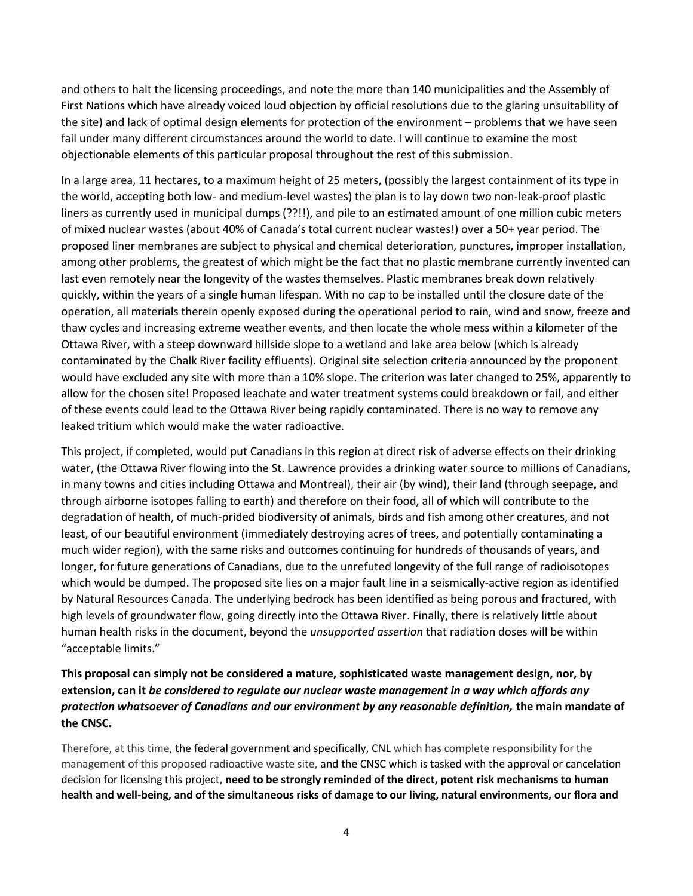and others to halt the licensing proceedings, and note the more than 140 municipalities and the Assembly of First Nations which have already voiced loud objection by official resolutions due to the glaring unsuitability of the site) and lack of optimal design elements for protection of the environment – problems that we have seen fail under many different circumstances around the world to date. I will continue to examine the most objectionable elements of this particular proposal throughout the rest of this submission.

In a large area, 11 hectares, to a maximum height of 25 meters, (possibly the largest containment of its type in the world, accepting both low- and medium-level wastes) the plan is to lay down two non-leak-proof plastic liners as currently used in municipal dumps (??!!), and pile to an estimated amount of one million cubic meters of mixed nuclear wastes (about 40% of Canada's total current nuclear wastes!) over a 50+ year period. The proposed liner membranes are subject to physical and chemical deterioration, punctures, improper installation, among other problems, the greatest of which might be the fact that no plastic membrane currently invented can last even remotely near the longevity of the wastes themselves. Plastic membranes break down relatively quickly, within the years of a single human lifespan. With no cap to be installed until the closure date of the operation, all materials therein openly exposed during the operational period to rain, wind and snow, freeze and thaw cycles and increasing extreme weather events, and then locate the whole mess within a kilometer of the Ottawa River, with a steep downward hillside slope to a wetland and lake area below (which is already contaminated by the Chalk River facility effluents). Original site selection criteria announced by the proponent would have excluded any site with more than a 10% slope. The criterion was later changed to 25%, apparently to allow for the chosen site! Proposed leachate and water treatment systems could breakdown or fail, and either of these events could lead to the Ottawa River being rapidly contaminated. There is no way to remove any leaked tritium which would make the water radioactive.

This project, if completed, would put Canadians in this region at direct risk of adverse effects on their drinking water, (the Ottawa River flowing into the St. Lawrence provides a drinking water source to millions of Canadians, in many towns and cities including Ottawa and Montreal), their air (by wind), their land (through seepage, and through airborne isotopes falling to earth) and therefore on their food, all of which will contribute to the degradation of health, of much-prided biodiversity of animals, birds and fish among other creatures, and not least, of our beautiful environment (immediately destroying acres of trees, and potentially contaminating a much wider region), with the same risks and outcomes continuing for hundreds of thousands of years, and longer, for future generations of Canadians, due to the unrefuted longevity of the full range of radioisotopes which would be dumped. The proposed site lies on a major fault line in a seismically-active region as identified by Natural Resources Canada. The underlying bedrock has been identified as being porous and fractured, with high levels of groundwater flow, going directly into the Ottawa River. Finally, there is relatively little about human health risks in the document, beyond the *unsupported assertion* that radiation doses will be within "acceptable limits."

**This proposal can simply not be considered a mature, sophisticated waste management design, nor, by extension, can it *be considered to regulate our nuclear waste management in a way which affords any protection whatsoever of Canadians and our environment by any reasonable definition,* the main mandate of the CNSC.**

Therefore, at this time, the federal government and specifically, CNL which has complete responsibility for the management of this proposed radioactive waste site, and the CNSC which is tasked with the approval or cancelation decision for licensing this project, **need to be strongly reminded of the direct, potent risk mechanisms to human health and well-being, and of the simultaneous risks of damage to our living, natural environments, our flora and**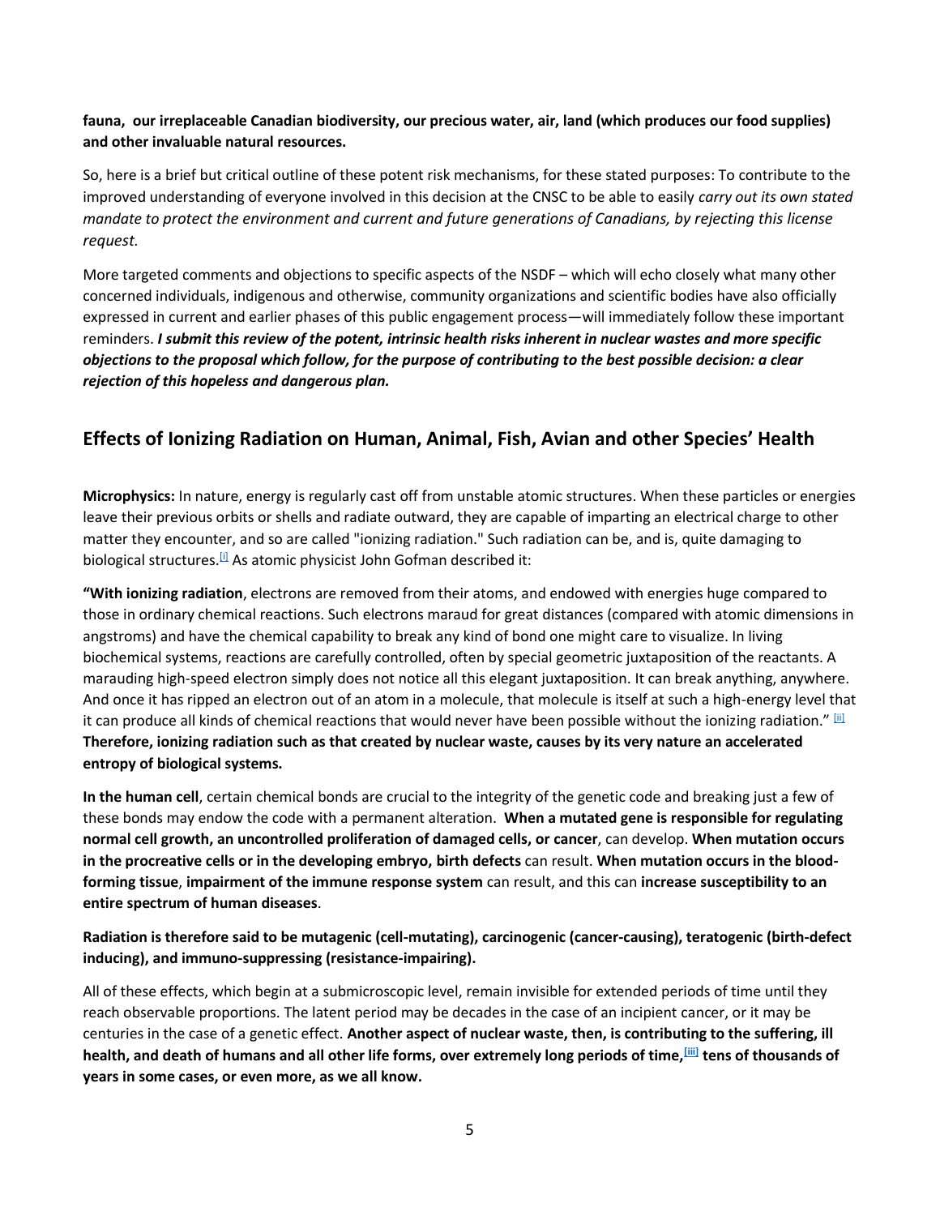**fauna, our irreplaceable Canadian biodiversity, our precious water, air, land (which produces our food supplies) and other invaluable natural resources.**

So, here is a brief but critical outline of these potent risk mechanisms, for these stated purposes: To contribute to the improved understanding of everyone involved in this decision at the CNSC to be able to easily *carry out its own stated mandate to protect the environment and current and future generations of Canadians, by rejecting this license request.*

More targeted comments and objections to specific aspects of the NSDF – which will echo closely what many other concerned individuals, indigenous and otherwise, community organizations and scientific bodies have also officially expressed in current and earlier phases of this public engagement process—will immediately follow these important reminders. ***I submit this review of the potent, intrinsic health risks inherent in nuclear wastes and more specific objections to the proposal which follow, for the purpose of contributing to the best possible decision: a clear rejection of this hopeless and dangerous plan.***

## Effects of Ionizing Radiation on Human, Animal, Fish, Avian and other Species' Health

**Microphysics:** In nature, energy is regularly cast off from unstable atomic structures. When these particles or energies leave their previous orbits or shells and radiate outward, they are capable of imparting an electrical charge to other matter they encounter, and so are called "ionizing radiation." Such radiation can be, and is, quite damaging to biological structures.[i] As atomic physicist John Gofman described it:

**"With ionizing radiation**, electrons are removed from their atoms, and endowed with energies huge compared to those in ordinary chemical reactions. Such electrons maraud for great distances (compared with atomic dimensions in angstroms) and have the chemical capability to break any kind of bond one might care to visualize. In living biochemical systems, reactions are carefully controlled, often by special geometric juxtaposition of the reactants. A marauding high-speed electron simply does not notice all this elegant juxtaposition. It can break anything, anywhere. And once it has ripped an electron out of an atom in a molecule, that molecule is itself at such a high-energy level that it can produce all kinds of chemical reactions that would never have been possible without the ionizing radiation." [ii] **Therefore, ionizing radiation such as that created by nuclear waste, causes by its very nature an accelerated entropy of biological systems.**

**In the human cell**, certain chemical bonds are crucial to the integrity of the genetic code and breaking just a few of these bonds may endow the code with a permanent alteration. **When a mutated gene is responsible for regulating normal cell growth, an uncontrolled proliferation of damaged cells, or cancer**, can develop. **When mutation occurs in the procreative cells or in the developing embryo, birth defects** can result. **When mutation occurs in the blood-forming tissue**, **impairment of the immune response system** can result, and this can **increase susceptibility to an entire spectrum of human diseases**.

**Radiation is therefore said to be mutagenic (cell-mutating), carcinogenic (cancer-causing), teratogenic (birth-defect inducing), and immuno-suppressing (resistance-impairing).**

All of these effects, which begin at a submicroscopic level, remain invisible for extended periods of time until they reach observable proportions. The latent period may be decades in the case of an incipient cancer, or it may be centuries in the case of a genetic effect. **Another aspect of nuclear waste, then, is contributing to the suffering, ill health, and death of humans and all other life forms, over extremely long periods of time,[iii] tens of thousands of years in some cases, or even more, as we all know.**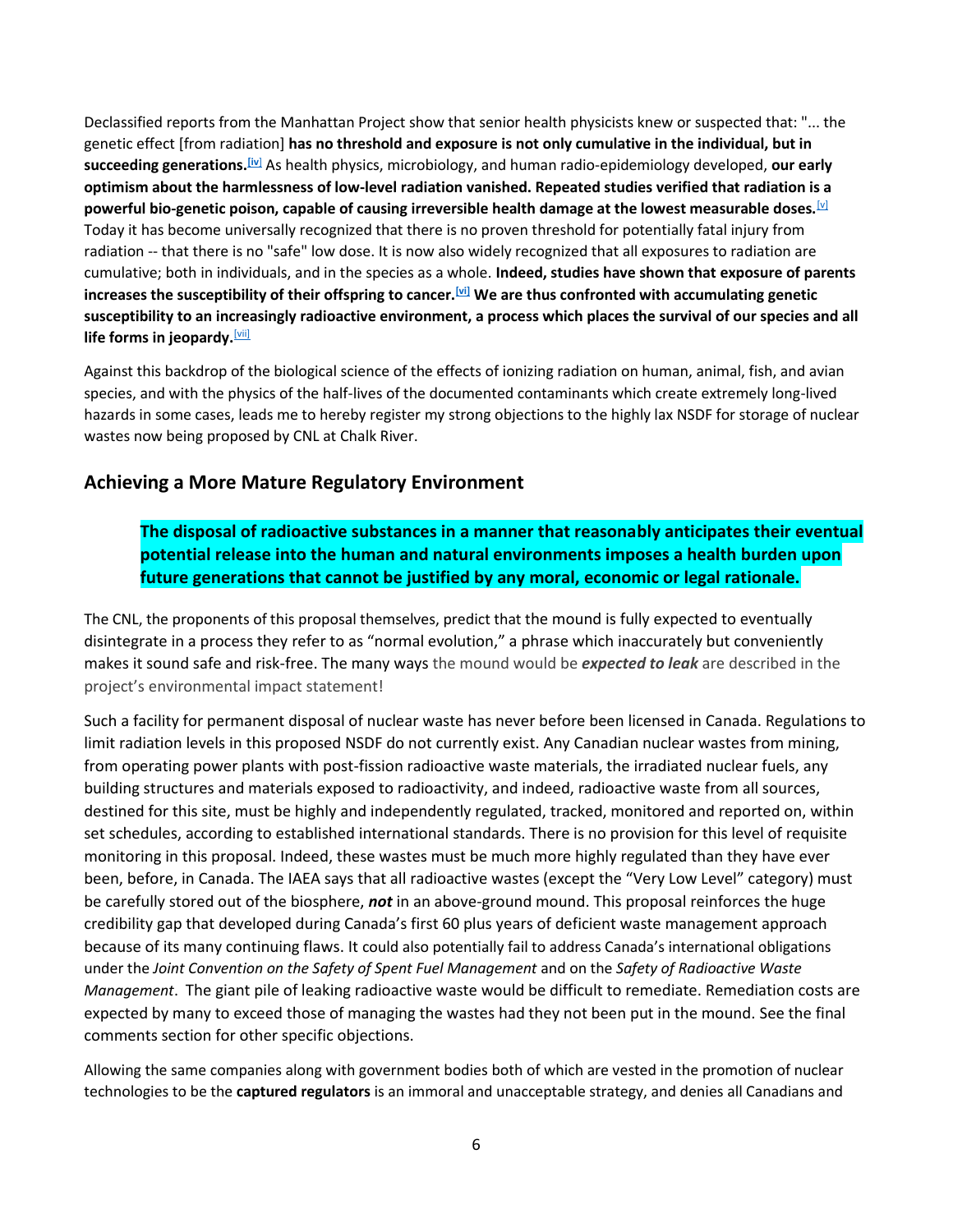Declassified reports from the Manhattan Project show that senior health physicists knew or suspected that: "... the genetic effect [from radiation] **has no threshold and exposure is not only cumulative in the individual, but in succeeding generations.**[iv] As health physics, microbiology, and human radio-epidemiology developed, **our early optimism about the harmlessness of low-level radiation vanished. Repeated studies verified that radiation is a powerful bio-genetic poison, capable of causing irreversible health damage at the lowest measurable doses.**[v] Today it has become universally recognized that there is no proven threshold for potentially fatal injury from radiation -- that there is no "safe" low dose. It is now also widely recognized that all exposures to radiation are cumulative; both in individuals, and in the species as a whole. **Indeed, studies have shown that exposure of parents increases the susceptibility of their offspring to cancer.**[vi] **We are thus confronted with accumulating genetic susceptibility to an increasingly radioactive environment, a process which places the survival of our species and all life forms in jeopardy.**[vii]

Against this backdrop of the biological science of the effects of ionizing radiation on human, animal, fish, and avian species, and with the physics of the half-lives of the documented contaminants which create extremely long-lived hazards in some cases, leads me to hereby register my strong objections to the highly lax NSDF for storage of nuclear wastes now being proposed by CNL at Chalk River.

## Achieving a More Mature Regulatory Environment

> **The disposal of radioactive substances in a manner that reasonably anticipates their eventual potential release into the human and natural environments imposes a health burden upon future generations that cannot be justified by any moral, economic or legal rationale.**

The CNL, the proponents of this proposal themselves, predict that the mound is fully expected to eventually disintegrate in a process they refer to as "normal evolution," a phrase which inaccurately but conveniently makes it sound safe and risk-free. The many ways the mound would be ***expected to leak*** are described in the project's environmental impact statement!

Such a facility for permanent disposal of nuclear waste has never before been licensed in Canada. Regulations to limit radiation levels in this proposed NSDF do not currently exist. Any Canadian nuclear wastes from mining, from operating power plants with post-fission radioactive waste materials, the irradiated nuclear fuels, any building structures and materials exposed to radioactivity, and indeed, radioactive waste from all sources, destined for this site, must be highly and independently regulated, tracked, monitored and reported on, within set schedules, according to established international standards. There is no provision for this level of requisite monitoring in this proposal. Indeed, these wastes must be much more highly regulated than they have ever been, before, in Canada. The IAEA says that all radioactive wastes (except the "Very Low Level" category) must be carefully stored out of the biosphere, ***not*** in an above-ground mound. This proposal reinforces the huge credibility gap that developed during Canada's first 60 plus years of deficient waste management approach because of its many continuing flaws. It could also potentially fail to address Canada's international obligations under the *Joint Convention on the Safety of Spent Fuel Management* and on the *Safety of Radioactive Waste Management*. The giant pile of leaking radioactive waste would be difficult to remediate. Remediation costs are expected by many to exceed those of managing the wastes had they not been put in the mound. See the final comments section for other specific objections.

Allowing the same companies along with government bodies both of which are vested in the promotion of nuclear technologies to be the **captured regulators** is an immoral and unacceptable strategy, and denies all Canadians and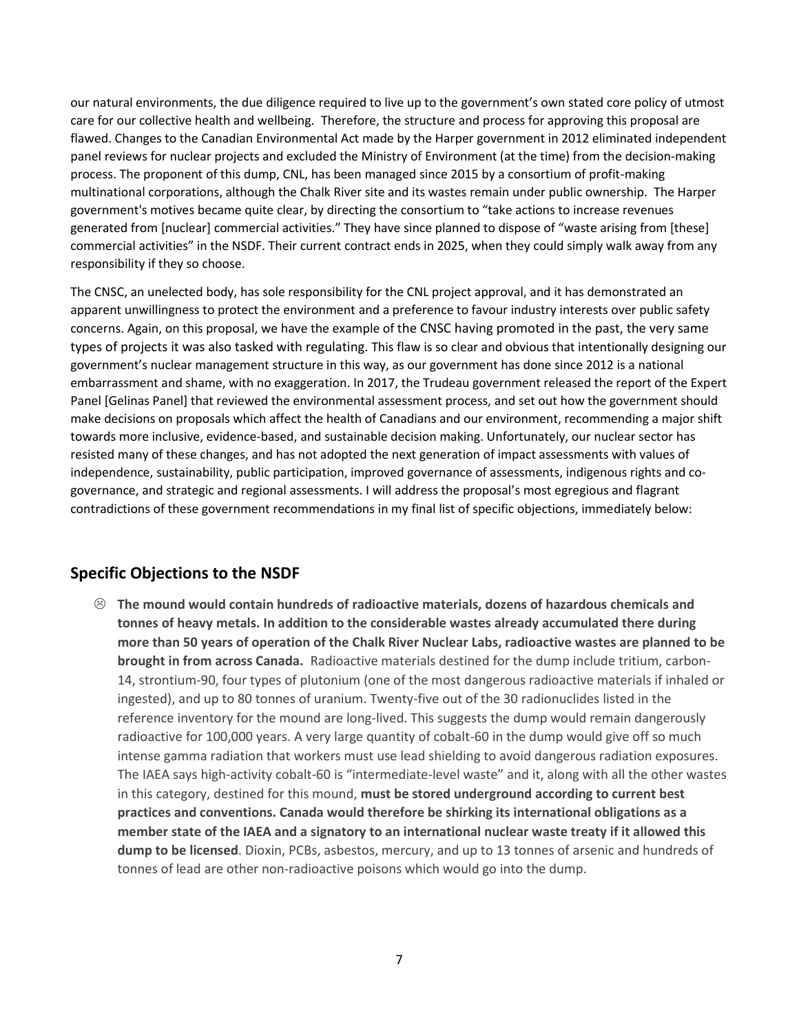our natural environments, the due diligence required to live up to the government's own stated core policy of utmost care for our collective health and wellbeing. Therefore, the structure and process for approving this proposal are flawed. Changes to the Canadian Environmental Act made by the Harper government in 2012 eliminated independent panel reviews for nuclear projects and excluded the Ministry of Environment (at the time) from the decision-making process. The proponent of this dump, CNL, has been managed since 2015 by a consortium of profit-making multinational corporations, although the Chalk River site and its wastes remain under public ownership. The Harper government's motives became quite clear, by directing the consortium to "take actions to increase revenues generated from [nuclear] commercial activities." They have since planned to dispose of "waste arising from [these] commercial activities" in the NSDF. Their current contract ends in 2025, when they could simply walk away from any responsibility if they so choose.

The CNSC, an unelected body, has sole responsibility for the CNL project approval, and it has demonstrated an apparent unwillingness to protect the environment and a preference to favour industry interests over public safety concerns. Again, on this proposal, we have the example of the CNSC having promoted in the past, the very same types of projects it was also tasked with regulating. This flaw is so clear and obvious that intentionally designing our government's nuclear management structure in this way, as our government has done since 2012 is a national embarrassment and shame, with no exaggeration. In 2017, the Trudeau government released the report of the Expert Panel [Gelinas Panel] that reviewed the environmental assessment process, and set out how the government should make decisions on proposals which affect the health of Canadians and our environment, recommending a major shift towards more inclusive, evidence-based, and sustainable decision making. Unfortunately, our nuclear sector has resisted many of these changes, and has not adopted the next generation of impact assessments with values of independence, sustainability, public participation, improved governance of assessments, indigenous rights and co-governance, and strategic and regional assessments. I will address the proposal's most egregious and flagrant contradictions of these government recommendations in my final list of specific objections, immediately below:

## Specific Objections to the NSDF

- ☹ **The mound would contain hundreds of radioactive materials, dozens of hazardous chemicals and tonnes of heavy metals. In addition to the considerable wastes already accumulated there during more than 50 years of operation of the Chalk River Nuclear Labs, radioactive wastes are planned to be brought in from across Canada.** Radioactive materials destined for the dump include tritium, carbon-14, strontium-90, four types of plutonium (one of the most dangerous radioactive materials if inhaled or ingested), and up to 80 tonnes of uranium. Twenty-five out of the 30 radionuclides listed in the reference inventory for the mound are long-lived. This suggests the dump would remain dangerously radioactive for 100,000 years. A very large quantity of cobalt-60 in the dump would give off so much intense gamma radiation that workers must use lead shielding to avoid dangerous radiation exposures. The IAEA says high-activity cobalt-60 is "intermediate-level waste" and it, along with all the other wastes in this category, destined for this mound, **must be stored underground according to current best practices and conventions. Canada would therefore be shirking its international obligations as a member state of the IAEA and a signatory to an international nuclear waste treaty if it allowed this dump to be licensed**. Dioxin, PCBs, asbestos, mercury, and up to 13 tonnes of arsenic and hundreds of tonnes of lead are other non-radioactive poisons which would go into the dump.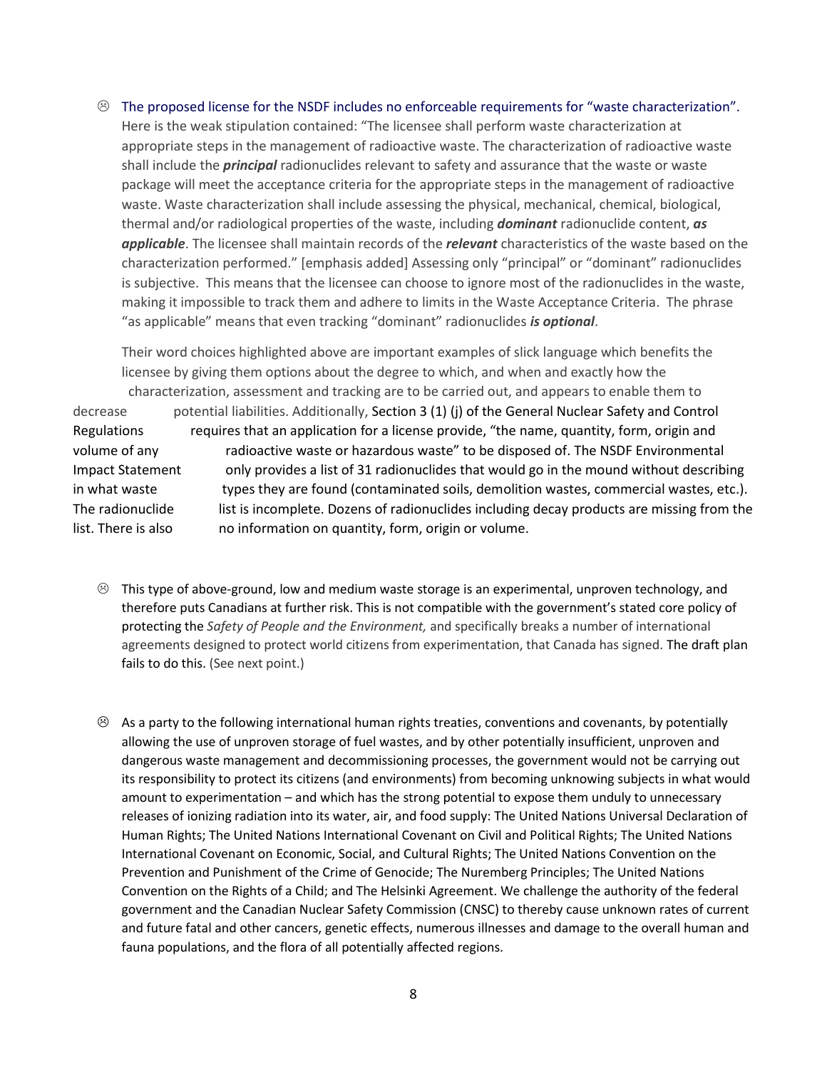- ☹ The proposed license for the NSDF includes no enforceable requirements for "waste characterization". Here is the weak stipulation contained: "The licensee shall perform waste characterization at appropriate steps in the management of radioactive waste. The characterization of radioactive waste shall include the ***principal*** radionuclides relevant to safety and assurance that the waste or waste package will meet the acceptance criteria for the appropriate steps in the management of radioactive waste. Waste characterization shall include assessing the physical, mechanical, chemical, biological, thermal and/or radiological properties of the waste, including ***dominant*** radionuclide content, ***as applicable***. The licensee shall maintain records of the ***relevant*** characteristics of the waste based on the characterization performed." [emphasis added] Assessing only "principal" or "dominant" radionuclides is subjective. This means that the licensee can choose to ignore most of the radionuclides in the waste, making it impossible to track them and adhere to limits in the Waste Acceptance Criteria. The phrase "as applicable" means that even tracking "dominant" radionuclides ***is optional***.

  Their word choices highlighted above are important examples of slick language which benefits the licensee by giving them options about the degree to which, and when and exactly how the characterization, assessment and tracking are to be carried out, and appears to enable them to decrease potential liabilities. Additionally, Section 3 (1) (j) of the General Nuclear Safety and Control Regulations requires that an application for a license provide, "the name, quantity, form, origin and volume of any radioactive waste or hazardous waste" to be disposed of. The NSDF Environmental Impact Statement only provides a list of 31 radionuclides that would go in the mound without describing in what waste types they are found (contaminated soils, demolition wastes, commercial wastes, etc.). The radionuclide list is incomplete. Dozens of radionuclides including decay products are missing from the list. There is also no information on quantity, form, origin or volume.

- ☹ This type of above-ground, low and medium waste storage is an experimental, unproven technology, and therefore puts Canadians at further risk. This is not compatible with the government's stated core policy of protecting the *Safety of People and the Environment,* and specifically breaks a number of international agreements designed to protect world citizens from experimentation, that Canada has signed. The draft plan fails to do this. (See next point.)

- ☹ As a party to the following international human rights treaties, conventions and covenants, by potentially allowing the use of unproven storage of fuel wastes, and by other potentially insufficient, unproven and dangerous waste management and decommissioning processes, the government would not be carrying out its responsibility to protect its citizens (and environments) from becoming unknowing subjects in what would amount to experimentation – and which has the strong potential to expose them unduly to unnecessary releases of ionizing radiation into its water, air, and food supply: The United Nations Universal Declaration of Human Rights; The United Nations International Covenant on Civil and Political Rights; The United Nations International Covenant on Economic, Social, and Cultural Rights; The United Nations Convention on the Prevention and Punishment of the Crime of Genocide; The Nuremberg Principles; The United Nations Convention on the Rights of a Child; and The Helsinki Agreement. We challenge the authority of the federal government and the Canadian Nuclear Safety Commission (CNSC) to thereby cause unknown rates of current and future fatal and other cancers, genetic effects, numerous illnesses and damage to the overall human and fauna populations, and the flora of all potentially affected regions.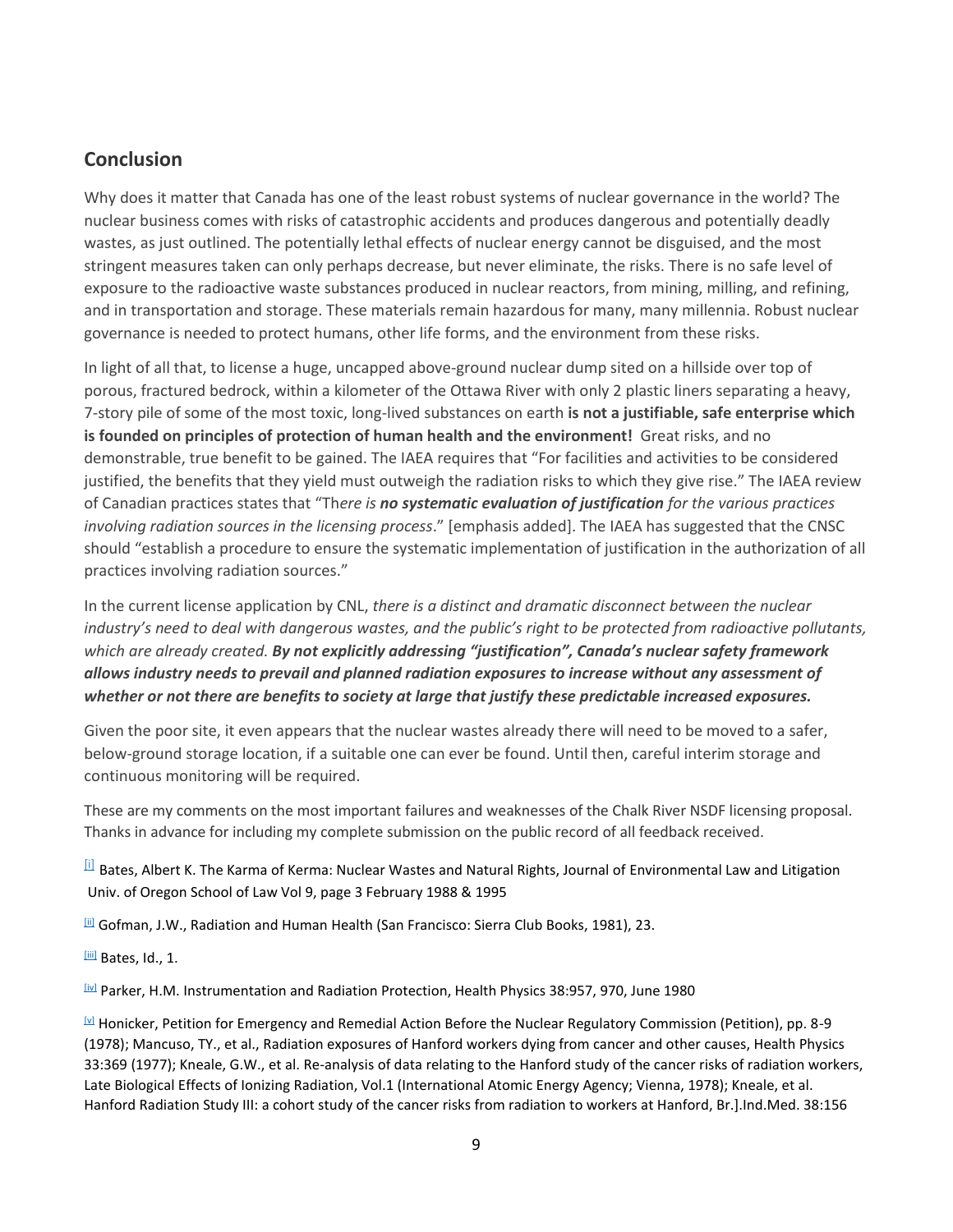## Conclusion

Why does it matter that Canada has one of the least robust systems of nuclear governance in the world? The nuclear business comes with risks of catastrophic accidents and produces dangerous and potentially deadly wastes, as just outlined. The potentially lethal effects of nuclear energy cannot be disguised, and the most stringent measures taken can only perhaps decrease, but never eliminate, the risks. There is no safe level of exposure to the radioactive waste substances produced in nuclear reactors, from mining, milling, and refining, and in transportation and storage. These materials remain hazardous for many, many millennia. Robust nuclear governance is needed to protect humans, other life forms, and the environment from these risks.

In light of all that, to license a huge, uncapped above-ground nuclear dump sited on a hillside over top of porous, fractured bedrock, within a kilometer of the Ottawa River with only 2 plastic liners separating a heavy, 7-story pile of some of the most toxic, long-lived substances on earth **is not a justifiable, safe enterprise which is founded on principles of protection of human health and the environment!** Great risks, and no demonstrable, true benefit to be gained. The IAEA requires that "For facilities and activities to be considered justified, the benefits that they yield must outweigh the radiation risks to which they give rise." The IAEA review of Canadian practices states that "Th*ere is* ***no systematic evaluation of justification*** *for the various practices involving radiation sources in the licensing process*." [emphasis added]. The IAEA has suggested that the CNSC should "establish a procedure to ensure the systematic implementation of justification in the authorization of all practices involving radiation sources."

In the current license application by CNL, *there is a distinct and dramatic disconnect between the nuclear industry's need to deal with dangerous wastes, and the public's right to be protected from radioactive pollutants, which are already created.* ***By not explicitly addressing "justification", Canada's nuclear safety framework allows industry needs to prevail and planned radiation exposures to increase without any assessment of whether or not there are benefits to society at large that justify these predictable increased exposures.***

Given the poor site, it even appears that the nuclear wastes already there will need to be moved to a safer, below-ground storage location, if a suitable one can ever be found. Until then, careful interim storage and continuous monitoring will be required.

These are my comments on the most important failures and weaknesses of the Chalk River NSDF licensing proposal. Thanks in advance for including my complete submission on the public record of all feedback received.

[i] Bates, Albert K. The Karma of Kerma: Nuclear Wastes and Natural Rights, Journal of Environmental Law and Litigation Univ. of Oregon School of Law Vol 9, page 3 February 1988 & 1995

[ii] Gofman, J.W., Radiation and Human Health (San Francisco: Sierra Club Books, 1981), 23.

[iii] Bates, Id., 1.

[iv] Parker, H.M. Instrumentation and Radiation Protection, Health Physics 38:957, 970, June 1980

[v] Honicker, Petition for Emergency and Remedial Action Before the Nuclear Regulatory Commission (Petition), pp. 8-9 (1978); Mancuso, TY., et al., Radiation exposures of Hanford workers dying from cancer and other causes, Health Physics 33:369 (1977); Kneale, G.W., et al. Re-analysis of data relating to the Hanford study of the cancer risks of radiation workers, Late Biological Effects of Ionizing Radiation, Vol.1 (International Atomic Energy Agency; Vienna, 1978); Kneale, et al. Hanford Radiation Study III: a cohort study of the cancer risks from radiation to workers at Hanford, Br.].Ind.Med. 38:156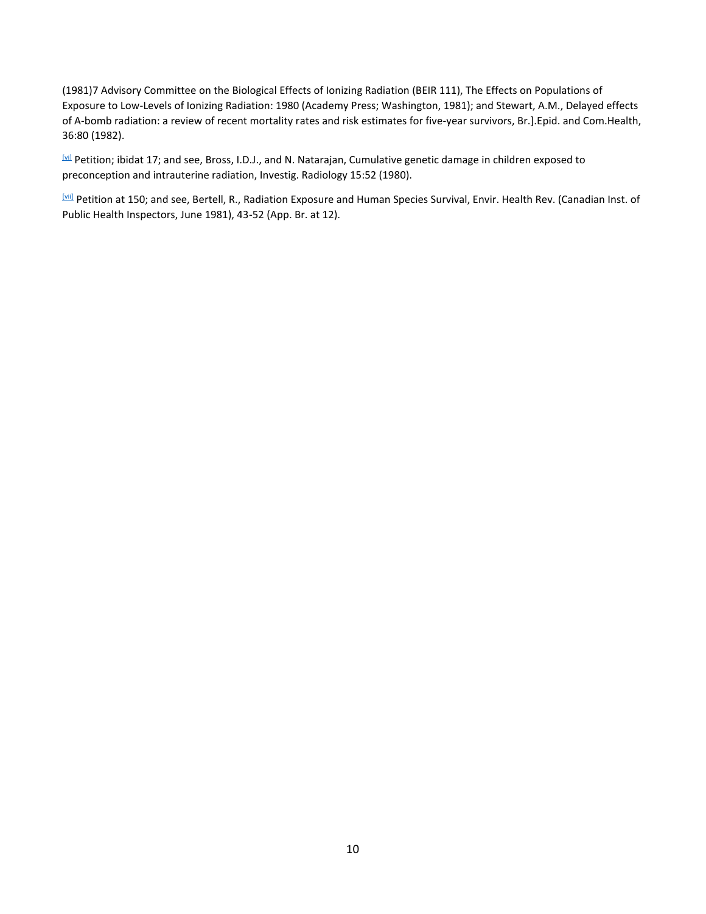(1981)7 Advisory Committee on the Biological Effects of Ionizing Radiation (BEIR 111), The Effects on Populations of Exposure to Low-Levels of Ionizing Radiation: 1980 (Academy Press; Washington, 1981); and Stewart, A.M., Delayed effects of A-bomb radiation: a review of recent mortality rates and risk estimates for five-year survivors, Br.].Epid. and Com.Health, 36:80 (1982).

[vi] Petition; ibidat 17; and see, Bross, I.D.J., and N. Natarajan, Cumulative genetic damage in children exposed to preconception and intrauterine radiation, Investig. Radiology 15:52 (1980).

[vii] Petition at 150; and see, Bertell, R., Radiation Exposure and Human Species Survival, Envir. Health Rev. (Canadian Inst. of Public Health Inspectors, June 1981), 43-52 (App. Br. at 12).